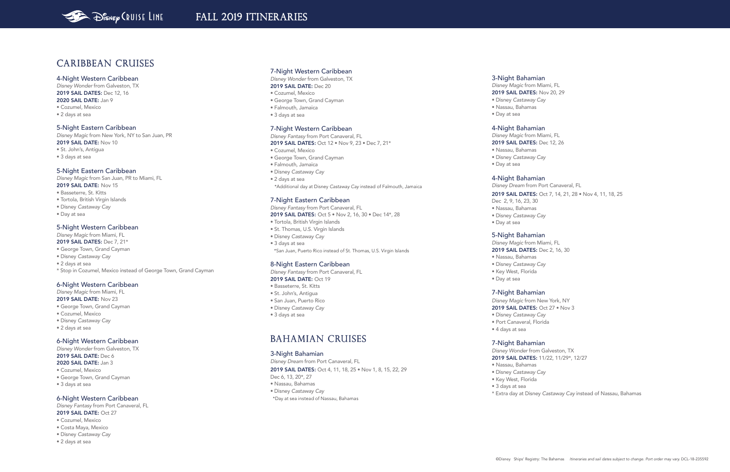# Disney Cruise Line — FALL 2019 ITINERARIES

## CARIBBEAN CRUISES

### 4-Night Western Caribbean
*Disney Wonder* from Galveston, TX
**2019 SAIL DATES:** Dec 12, 16
**2020 SAIL DATE:** Jan 9
- Cozumel, Mexico
- 2 days at sea

### 5-Night Eastern Caribbean
*Disney Magic* from New York, NY to San Juan, PR
**2019 SAIL DATE:** Nov 10
- St. John's, Antigua
- 3 days at sea

### 5-Night Eastern Caribbean
*Disney Magic* from San Juan, PR to Miami, FL
**2019 SAIL DATE:** Nov 15
- Basseterre, St. Kitts
- Tortola, British Virgin Islands
- Disney *Castaway Cay*
- Day at sea

### 5-Night Western Caribbean
*Disney Magic* from Miami, FL
**2019 SAIL DATES:** Dec 7, 21*
- George Town, Grand Cayman
- Disney *Castaway Cay*
- 2 days at sea

\* Stop in Cozumel, Mexico instead of George Town, Grand Cayman

### 6-Night Western Caribbean
*Disney Magic* from Miami, FL
**2019 SAIL DATE:** Nov 23
- George Town, Grand Cayman
- Cozumel, Mexico
- Disney *Castaway Cay*
- 2 days at sea

### 6-Night Western Caribbean
*Disney Wonder* from Galveston, TX
**2019 SAIL DATE:** Dec 6
**2020 SAIL DATE:** Jan 3
- Cozumel, Mexico
- George Town, Grand Cayman
- 3 days at sea

### 6-Night Western Caribbean
*Disney Fantasy* from Port Canaveral, FL
**2019 SAIL DATE:** Oct 27
- Cozumel, Mexico
- Costa Maya, Mexico
- Disney *Castaway Cay*
- 2 days at sea

### 7-Night Western Caribbean
*Disney Wonder* from Galveston, TX
**2019 SAIL DATE:** Dec 20
- Cozumel, Mexico
- George Town, Grand Cayman
- Falmouth, Jamaica
- 3 days at sea

### 7-Night Western Caribbean
*Disney Fantasy* from Port Canaveral, FL
**2019 SAIL DATES:** Oct 12 • Nov 9, 23 • Dec 7, 21*
- Cozumel, Mexico
- George Town, Grand Cayman
- Falmouth, Jamaica
- Disney *Castaway Cay*
- 2 days at sea

\*Additional day at Disney *Castaway Cay* instead of Falmouth, Jamaica

### 7-Night Eastern Caribbean
*Disney Fantasy* from Port Canaveral, FL
**2019 SAIL DATES:** Oct 5 • Nov 2, 16, 30 • Dec 14*, 28
- Tortola, British Virgin Islands
- St. Thomas, U.S. Virgin Islands
- Disney *Castaway Cay*
- 3 days at sea

\*San Juan, Puerto Rico instead of St. Thomas, U.S. Virgin Islands

### 8-Night Eastern Caribbean
*Disney Fantasy* from Port Canaveral, FL
**2019 SAIL DATE:** Oct 19
- Basseterre, St. Kitts
- St. John's, Antigua
- San Juan, Puerto Rico
- Disney *Castaway Cay*
- 3 days at sea

## BAHAMIAN CRUISES

### 3-Night Bahamian
*Disney Dream* from Port Canaveral, FL
**2019 SAIL DATES:** Oct 4, 11, 18, 25 • Nov 1, 8, 15, 22, 29
Dec 6, 13, 20*, 27
- Nassau, Bahamas
- Disney *Castaway Cay*

\*Day at sea instead of Nassau, Bahamas

### 3-Night Bahamian
*Disney Magic* from Miami, FL
**2019 SAIL DATES:** Nov 20, 29
- Disney *Castaway Cay*
- Nassau, Bahamas
- Day at sea

### 4-Night Bahamian
*Disney Magic* from Miami, FL
**2019 SAIL DATES:** Dec 12, 26
- Nassau, Bahamas
- Disney *Castaway Cay*
- Day at sea

### 4-Night Bahamian
*Disney Dream* from Port Canaveral, FL
**2019 SAIL DATES:** Oct 7, 14, 21, 28 • Nov 4, 11, 18, 25
Dec 2, 9, 16, 23, 30
- Nassau, Bahamas
- Disney *Castaway Cay*
- Day at sea

### 5-Night Bahamian
*Disney Magic* from Miami, FL
**2019 SAIL DATES:** Dec 2, 16, 30
- Nassau, Bahamas
- Disney *Castaway Cay*
- Key West, Florida
- Day at sea

### 7-Night Bahamian
*Disney Magic* from New York, NY
**2019 SAIL DATES:** Oct 27 • Nov 3
- Disney *Castaway Cay*
- Port Canaveral, Florida
- 4 days at sea

### 7-Night Bahamian
*Disney Wonder* from Galveston, TX
**2019 SAIL DATES:** 11/22, 11/29*, 12/27
- Nassau, Bahamas
- Disney *Castaway Cay*
- Key West, Florida
- 3 days at sea

\* Extra day at Disney *Castaway Cay* instead of Nassau, Bahamas

©Disney Ships' Registry: The Bahamas *Itineraries and sail dates subject to change. Port order may vary.* DCL-18-235592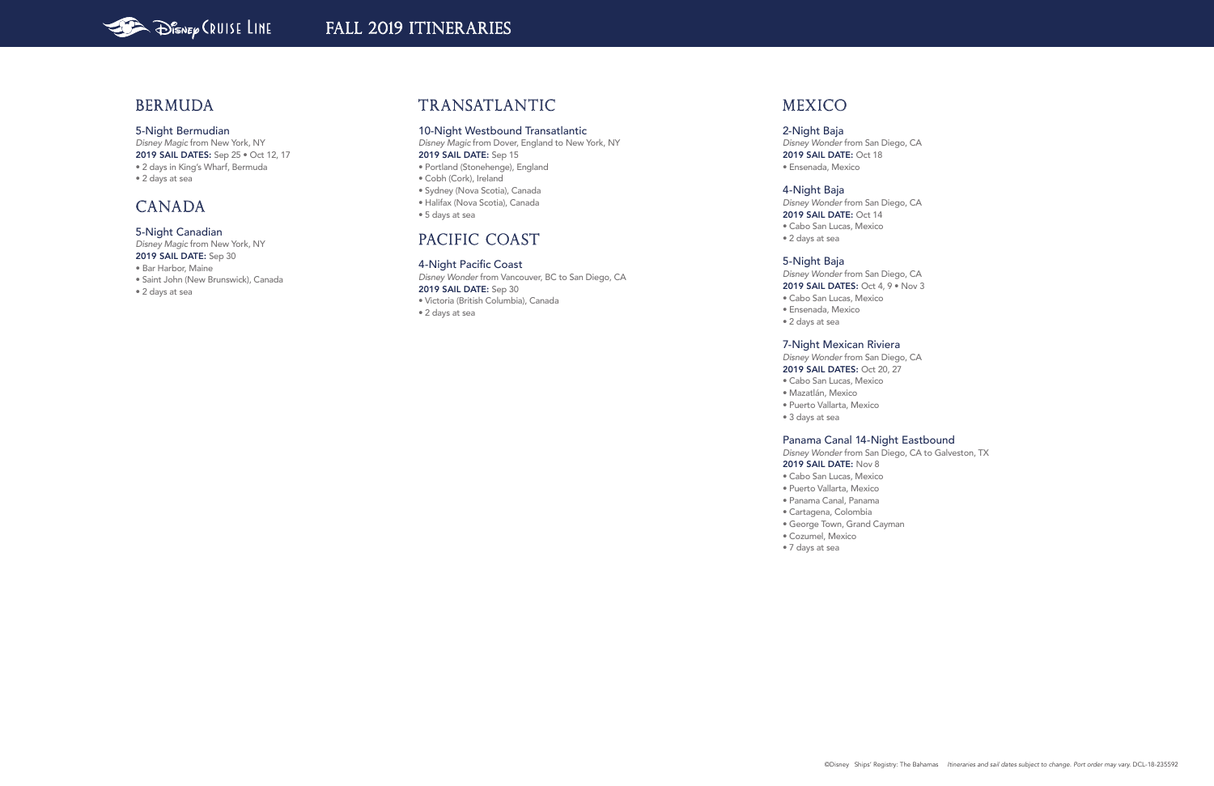# FALL 2019 ITINERARIES

## BERMUDA

### 5-Night Bermudian

*Disney Magic* from New York, NY

**2019 SAIL DATES:** Sep 25 • Oct 12, 17

- 2 days in King's Wharf, Bermuda
- 2 days at sea

## CANADA

### 5-Night Canadian

*Disney Magic* from New York, NY

**2019 SAIL DATE:** Sep 30

- Bar Harbor, Maine
- Saint John (New Brunswick), Canada
- 2 days at sea

## TRANSATLANTIC

### 10-Night Westbound Transatlantic

*Disney Magic* from Dover, England to New York, NY

**2019 SAIL DATE:** Sep 15

- Portland (Stonehenge), England
- Cobh (Cork), Ireland
- Sydney (Nova Scotia), Canada
- Halifax (Nova Scotia), Canada
- 5 days at sea

## PACIFIC COAST

### 4-Night Pacific Coast

*Disney Wonder* from Vancouver, BC to San Diego, CA

**2019 SAIL DATE:** Sep 30

- Victoria (British Columbia), Canada
- 2 days at sea

## MEXICO

### 2-Night Baja

*Disney Wonder* from San Diego, CA

**2019 SAIL DATE:** Oct 18

- Ensenada, Mexico

### 4-Night Baja

*Disney Wonder* from San Diego, CA

**2019 SAIL DATE:** Oct 14

- Cabo San Lucas, Mexico
- 2 days at sea

### 5-Night Baja

*Disney Wonder* from San Diego, CA

**2019 SAIL DATES:** Oct 4, 9 • Nov 3

- Cabo San Lucas, Mexico
- Ensenada, Mexico
- 2 days at sea

### 7-Night Mexican Riviera

*Disney Wonder* from San Diego, CA

**2019 SAIL DATES:** Oct 20, 27

- Cabo San Lucas, Mexico
- Mazatlán, Mexico
- Puerto Vallarta, Mexico
- 3 days at sea

### Panama Canal 14-Night Eastbound

*Disney Wonder* from San Diego, CA to Galveston, TX

**2019 SAIL DATE:** Nov 8

- Cabo San Lucas, Mexico
- Puerto Vallarta, Mexico
- Panama Canal, Panama
- Cartagena, Colombia
- George Town, Grand Cayman
- Cozumel, Mexico
- 7 days at sea

©Disney Ships' Registry: The Bahamas *Itineraries and sail dates subject to change. Port order may vary.* DCL-18-235592